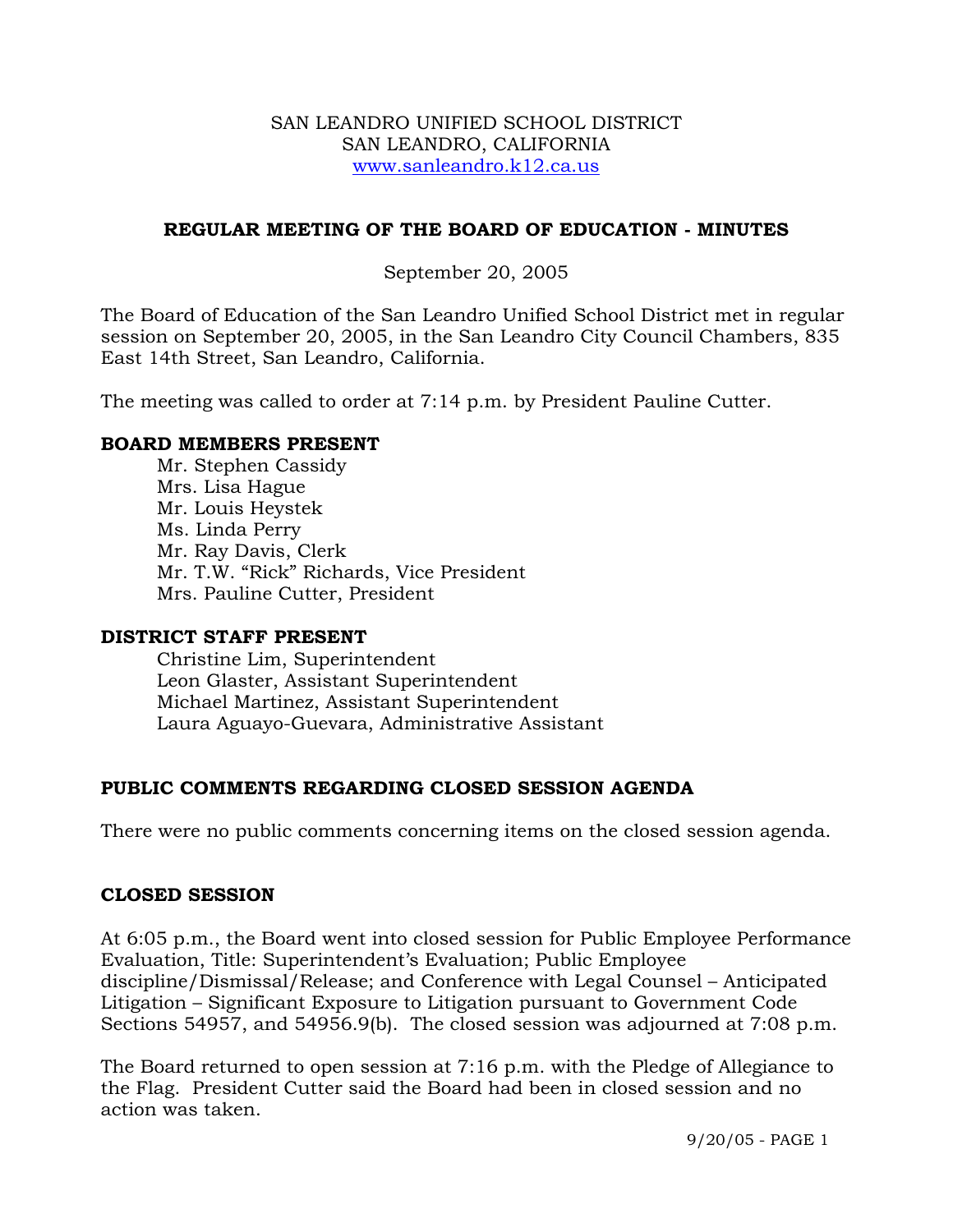SAN LEANDRO UNIFIED SCHOOL DISTRICT
SAN LEANDRO, CALIFORNIA
www.sanleandro.k12.ca.us

# REGULAR MEETING OF THE BOARD OF EDUCATION - MINUTES

September 20, 2005

The Board of Education of the San Leandro Unified School District met in regular session on September 20, 2005, in the San Leandro City Council Chambers, 835 East 14th Street, San Leandro, California.

The meeting was called to order at 7:14 p.m. by President Pauline Cutter.

## BOARD MEMBERS PRESENT

Mr. Stephen Cassidy
Mrs. Lisa Hague
Mr. Louis Heystek
Ms. Linda Perry
Mr. Ray Davis, Clerk
Mr. T.W. "Rick" Richards, Vice President
Mrs. Pauline Cutter, President

## DISTRICT STAFF PRESENT

Christine Lim, Superintendent
Leon Glaster, Assistant Superintendent
Michael Martinez, Assistant Superintendent
Laura Aguayo-Guevara, Administrative Assistant

## PUBLIC COMMENTS REGARDING CLOSED SESSION AGENDA

There were no public comments concerning items on the closed session agenda.

## CLOSED SESSION

At 6:05 p.m., the Board went into closed session for Public Employee Performance Evaluation, Title: Superintendent's Evaluation; Public Employee discipline/Dismissal/Release; and Conference with Legal Counsel – Anticipated Litigation – Significant Exposure to Litigation pursuant to Government Code Sections 54957, and 54956.9(b). The closed session was adjourned at 7:08 p.m.

The Board returned to open session at 7:16 p.m. with the Pledge of Allegiance to the Flag. President Cutter said the Board had been in closed session and no action was taken.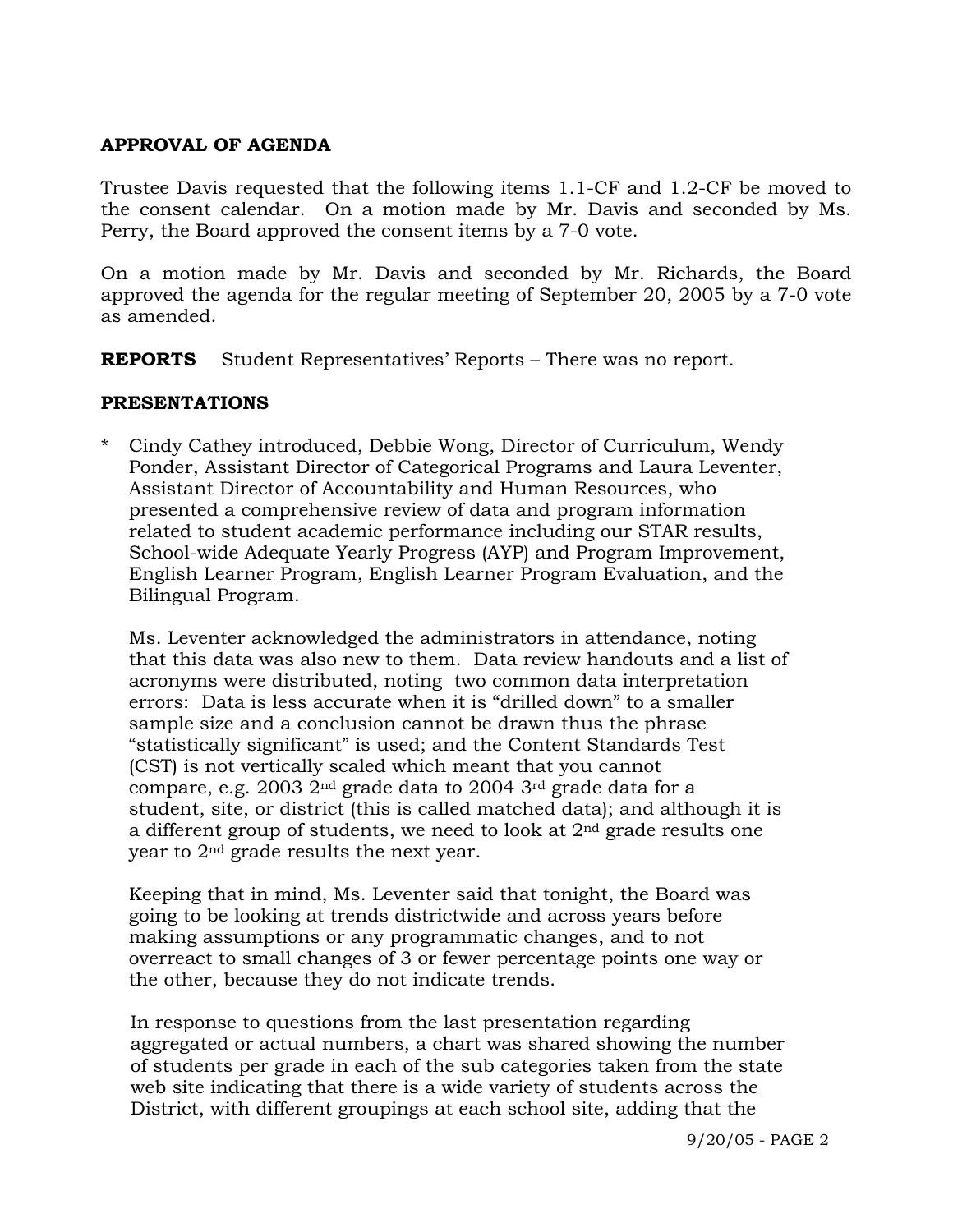## APPROVAL OF AGENDA

Trustee Davis requested that the following items 1.1-CF and 1.2-CF be moved to the consent calendar. On a motion made by Mr. Davis and seconded by Ms. Perry, the Board approved the consent items by a 7-0 vote.

On a motion made by Mr. Davis and seconded by Mr. Richards, the Board approved the agenda for the regular meeting of September 20, 2005 by a 7-0 vote as amended.

**REPORTS** Student Representatives' Reports – There was no report.

## PRESENTATIONS

\* Cindy Cathey introduced, Debbie Wong, Director of Curriculum, Wendy Ponder, Assistant Director of Categorical Programs and Laura Leventer, Assistant Director of Accountability and Human Resources, who presented a comprehensive review of data and program information related to student academic performance including our STAR results, School-wide Adequate Yearly Progress (AYP) and Program Improvement, English Learner Program, English Learner Program Evaluation, and the Bilingual Program.

Ms. Leventer acknowledged the administrators in attendance, noting that this data was also new to them. Data review handouts and a list of acronyms were distributed, noting two common data interpretation errors: Data is less accurate when it is "drilled down" to a smaller sample size and a conclusion cannot be drawn thus the phrase "statistically significant" is used; and the Content Standards Test (CST) is not vertically scaled which meant that you cannot compare, e.g. 2003 2nd grade data to 2004 3rd grade data for a student, site, or district (this is called matched data); and although it is a different group of students, we need to look at 2nd grade results one year to 2nd grade results the next year.

Keeping that in mind, Ms. Leventer said that tonight, the Board was going to be looking at trends districtwide and across years before making assumptions or any programmatic changes, and to not overreact to small changes of 3 or fewer percentage points one way or the other, because they do not indicate trends.

In response to questions from the last presentation regarding aggregated or actual numbers, a chart was shared showing the number of students per grade in each of the sub categories taken from the state web site indicating that there is a wide variety of students across the District, with different groupings at each school site, adding that the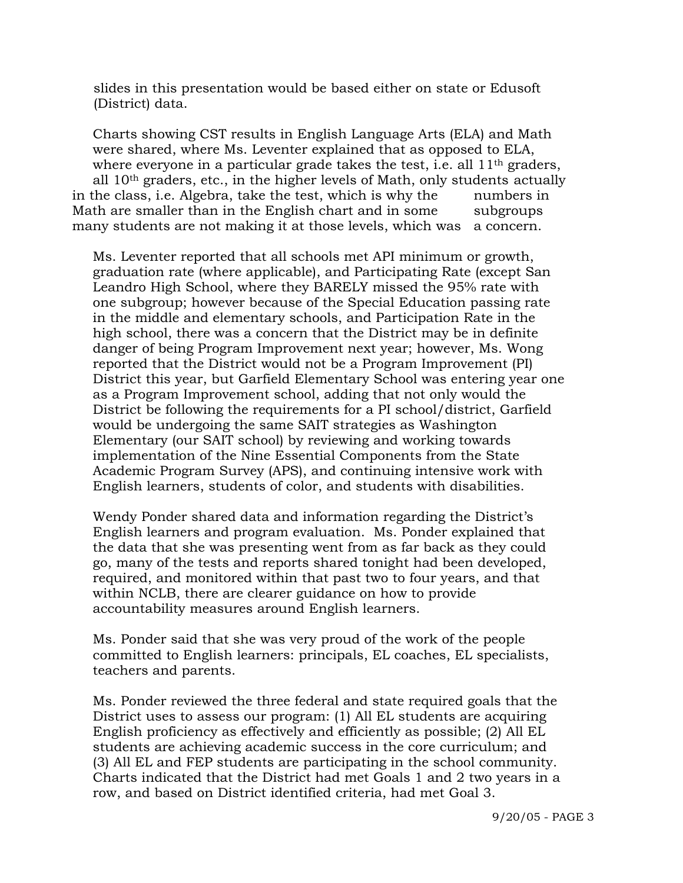slides in this presentation would be based either on state or Edusoft (District) data.

Charts showing CST results in English Language Arts (ELA) and Math were shared, where Ms. Leventer explained that as opposed to ELA, where everyone in a particular grade takes the test, i.e. all 11th graders, all 10th graders, etc., in the higher levels of Math, only students actually in the class, i.e. Algebra, take the test, which is why the numbers in Math are smaller than in the English chart and in some subgroups many students are not making it at those levels, which was a concern.

Ms. Leventer reported that all schools met API minimum or growth, graduation rate (where applicable), and Participating Rate (except San Leandro High School, where they BARELY missed the 95% rate with one subgroup; however because of the Special Education passing rate in the middle and elementary schools, and Participation Rate in the high school, there was a concern that the District may be in definite danger of being Program Improvement next year; however, Ms. Wong reported that the District would not be a Program Improvement (PI) District this year, but Garfield Elementary School was entering year one as a Program Improvement school, adding that not only would the District be following the requirements for a PI school/district, Garfield would be undergoing the same SAIT strategies as Washington Elementary (our SAIT school) by reviewing and working towards implementation of the Nine Essential Components from the State Academic Program Survey (APS), and continuing intensive work with English learners, students of color, and students with disabilities.

Wendy Ponder shared data and information regarding the District's English learners and program evaluation. Ms. Ponder explained that the data that she was presenting went from as far back as they could go, many of the tests and reports shared tonight had been developed, required, and monitored within that past two to four years, and that within NCLB, there are clearer guidance on how to provide accountability measures around English learners.

Ms. Ponder said that she was very proud of the work of the people committed to English learners: principals, EL coaches, EL specialists, teachers and parents.

Ms. Ponder reviewed the three federal and state required goals that the District uses to assess our program: (1) All EL students are acquiring English proficiency as effectively and efficiently as possible; (2) All EL students are achieving academic success in the core curriculum; and (3) All EL and FEP students are participating in the school community. Charts indicated that the District had met Goals 1 and 2 two years in a row, and based on District identified criteria, had met Goal 3.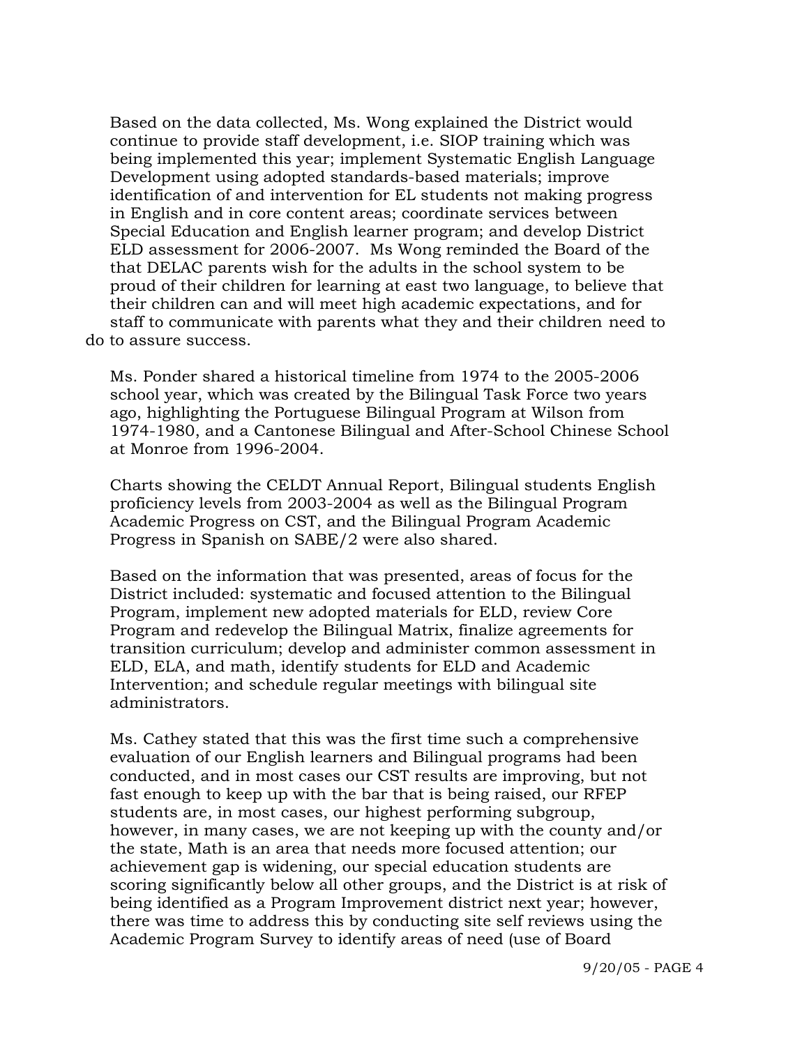Based on the data collected, Ms. Wong explained the District would continue to provide staff development, i.e. SIOP training which was being implemented this year; implement Systematic English Language Development using adopted standards-based materials; improve identification of and intervention for EL students not making progress in English and in core content areas; coordinate services between Special Education and English learner program; and develop District ELD assessment for 2006-2007. Ms Wong reminded the Board of the that DELAC parents wish for the adults in the school system to be proud of their children for learning at east two language, to believe that their children can and will meet high academic expectations, and for staff to communicate with parents what they and their children need to do to assure success.

Ms. Ponder shared a historical timeline from 1974 to the 2005-2006 school year, which was created by the Bilingual Task Force two years ago, highlighting the Portuguese Bilingual Program at Wilson from 1974-1980, and a Cantonese Bilingual and After-School Chinese School at Monroe from 1996-2004.

Charts showing the CELDT Annual Report, Bilingual students English proficiency levels from 2003-2004 as well as the Bilingual Program Academic Progress on CST, and the Bilingual Program Academic Progress in Spanish on SABE/2 were also shared.

Based on the information that was presented, areas of focus for the District included: systematic and focused attention to the Bilingual Program, implement new adopted materials for ELD, review Core Program and redevelop the Bilingual Matrix, finalize agreements for transition curriculum; develop and administer common assessment in ELD, ELA, and math, identify students for ELD and Academic Intervention; and schedule regular meetings with bilingual site administrators.

Ms. Cathey stated that this was the first time such a comprehensive evaluation of our English learners and Bilingual programs had been conducted, and in most cases our CST results are improving, but not fast enough to keep up with the bar that is being raised, our RFEP students are, in most cases, our highest performing subgroup, however, in many cases, we are not keeping up with the county and/or the state, Math is an area that needs more focused attention; our achievement gap is widening, our special education students are scoring significantly below all other groups, and the District is at risk of being identified as a Program Improvement district next year; however, there was time to address this by conducting site self reviews using the Academic Program Survey to identify areas of need (use of Board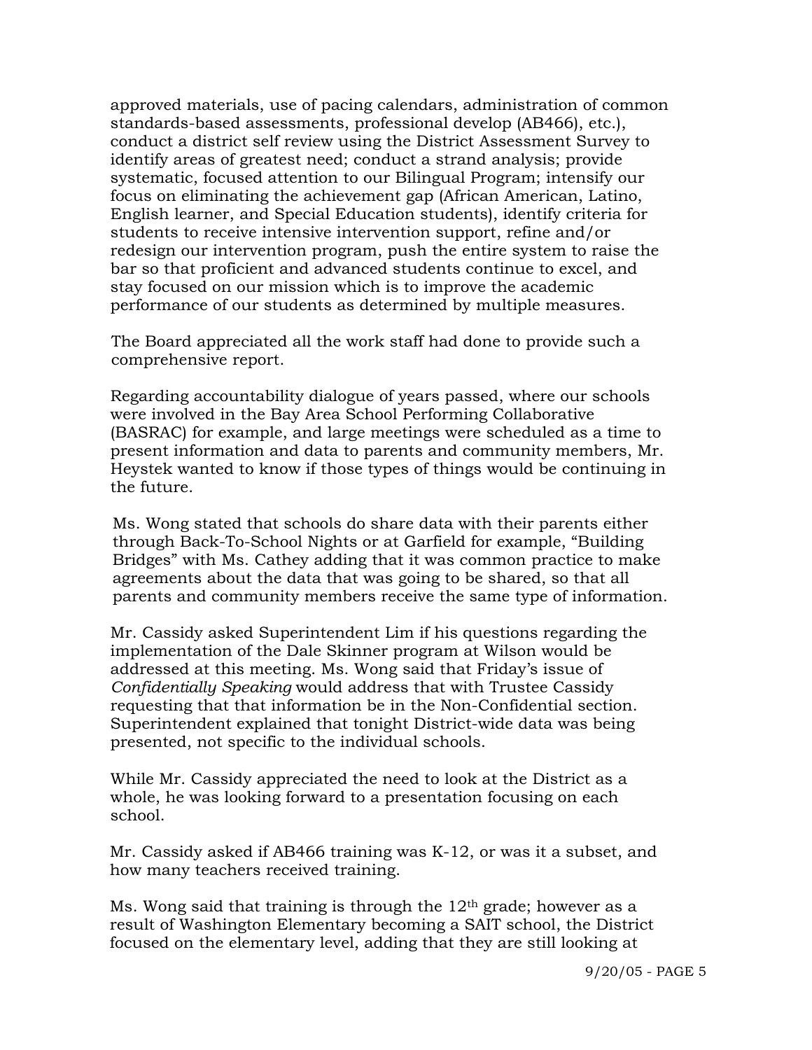approved materials, use of pacing calendars, administration of common standards-based assessments, professional develop (AB466), etc.), conduct a district self review using the District Assessment Survey to identify areas of greatest need; conduct a strand analysis; provide systematic, focused attention to our Bilingual Program; intensify our focus on eliminating the achievement gap (African American, Latino, English learner, and Special Education students), identify criteria for students to receive intensive intervention support, refine and/or redesign our intervention program, push the entire system to raise the bar so that proficient and advanced students continue to excel, and stay focused on our mission which is to improve the academic performance of our students as determined by multiple measures.

The Board appreciated all the work staff had done to provide such a comprehensive report.

Regarding accountability dialogue of years passed, where our schools were involved in the Bay Area School Performing Collaborative (BASRAC) for example, and large meetings were scheduled as a time to present information and data to parents and community members, Mr. Heystek wanted to know if those types of things would be continuing in the future.

Ms. Wong stated that schools do share data with their parents either through Back-To-School Nights or at Garfield for example, "Building Bridges" with Ms. Cathey adding that it was common practice to make agreements about the data that was going to be shared, so that all parents and community members receive the same type of information.

Mr. Cassidy asked Superintendent Lim if his questions regarding the implementation of the Dale Skinner program at Wilson would be addressed at this meeting. Ms. Wong said that Friday's issue of *Confidentially Speaking* would address that with Trustee Cassidy requesting that that information be in the Non-Confidential section. Superintendent explained that tonight District-wide data was being presented, not specific to the individual schools.

While Mr. Cassidy appreciated the need to look at the District as a whole, he was looking forward to a presentation focusing on each school.

Mr. Cassidy asked if AB466 training was K-12, or was it a subset, and how many teachers received training.

Ms. Wong said that training is through the 12th grade; however as a result of Washington Elementary becoming a SAIT school, the District focused on the elementary level, adding that they are still looking at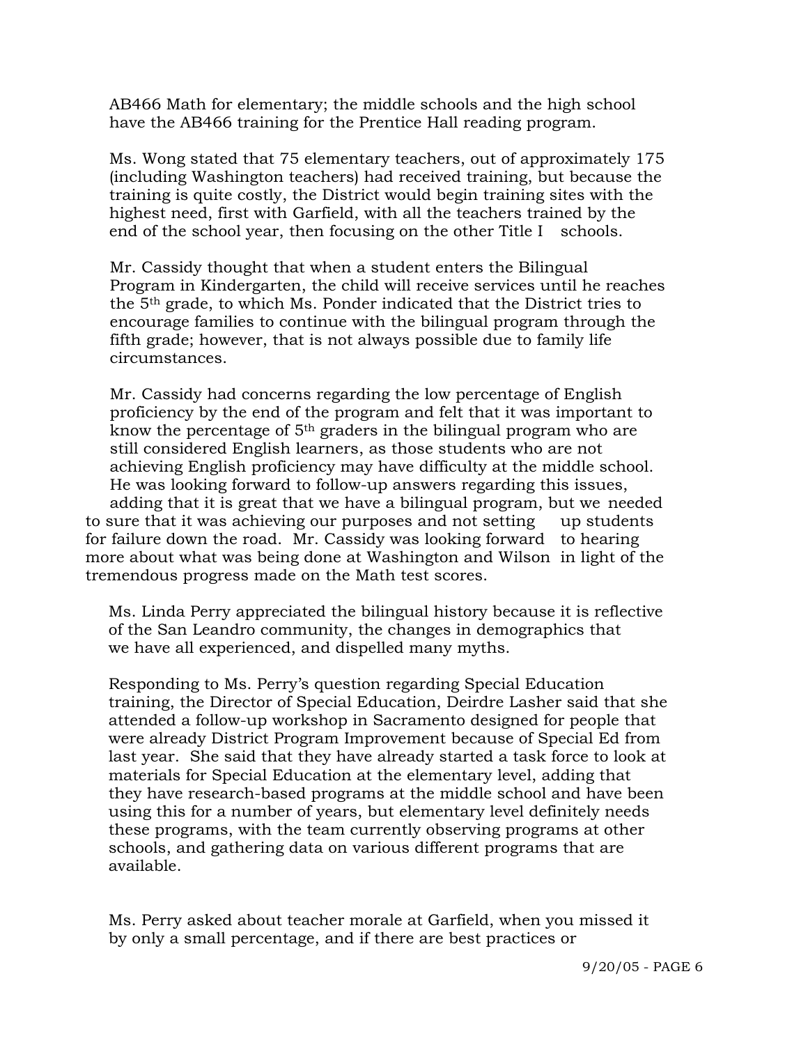AB466 Math for elementary; the middle schools and the high school have the AB466 training for the Prentice Hall reading program.

Ms. Wong stated that 75 elementary teachers, out of approximately 175 (including Washington teachers) had received training, but because the training is quite costly, the District would begin training sites with the highest need, first with Garfield, with all the teachers trained by the end of the school year, then focusing on the other Title I schools.

Mr. Cassidy thought that when a student enters the Bilingual Program in Kindergarten, the child will receive services until he reaches the 5th grade, to which Ms. Ponder indicated that the District tries to encourage families to continue with the bilingual program through the fifth grade; however, that is not always possible due to family life circumstances.

Mr. Cassidy had concerns regarding the low percentage of English proficiency by the end of the program and felt that it was important to know the percentage of 5th graders in the bilingual program who are still considered English learners, as those students who are not achieving English proficiency may have difficulty at the middle school. He was looking forward to follow-up answers regarding this issues, adding that it is great that we have a bilingual program, but we needed to sure that it was achieving our purposes and not setting up students for failure down the road. Mr. Cassidy was looking forward to hearing more about what was being done at Washington and Wilson in light of the tremendous progress made on the Math test scores.

Ms. Linda Perry appreciated the bilingual history because it is reflective of the San Leandro community, the changes in demographics that we have all experienced, and dispelled many myths.

Responding to Ms. Perry's question regarding Special Education training, the Director of Special Education, Deirdre Lasher said that she attended a follow-up workshop in Sacramento designed for people that were already District Program Improvement because of Special Ed from last year. She said that they have already started a task force to look at materials for Special Education at the elementary level, adding that they have research-based programs at the middle school and have been using this for a number of years, but elementary level definitely needs these programs, with the team currently observing programs at other schools, and gathering data on various different programs that are available.

Ms. Perry asked about teacher morale at Garfield, when you missed it by only a small percentage, and if there are best practices or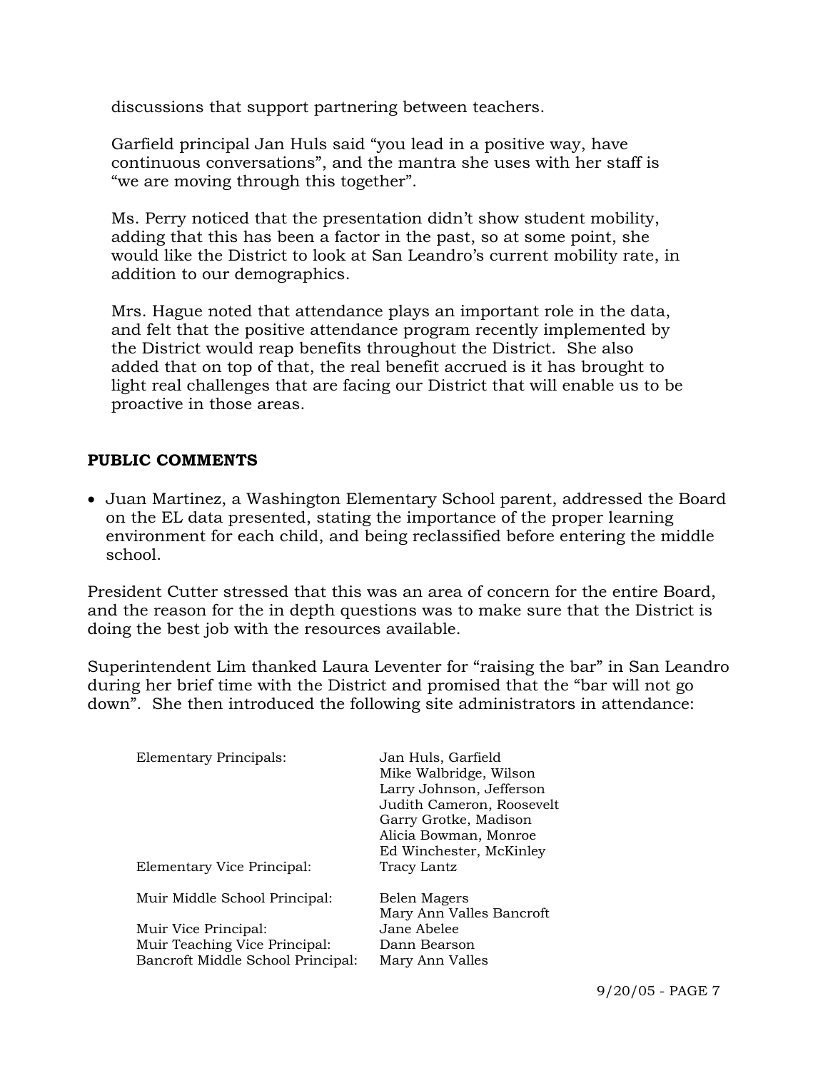discussions that support partnering between teachers.

Garfield principal Jan Huls said "you lead in a positive way, have continuous conversations", and the mantra she uses with her staff is "we are moving through this together".

Ms. Perry noticed that the presentation didn't show student mobility, adding that this has been a factor in the past, so at some point, she would like the District to look at San Leandro's current mobility rate, in addition to our demographics.

Mrs. Hague noted that attendance plays an important role in the data, and felt that the positive attendance program recently implemented by the District would reap benefits throughout the District. She also added that on top of that, the real benefit accrued is it has brought to light real challenges that are facing our District that will enable us to be proactive in those areas.

## PUBLIC COMMENTS

- Juan Martinez, a Washington Elementary School parent, addressed the Board on the EL data presented, stating the importance of the proper learning environment for each child, and being reclassified before entering the middle school.

President Cutter stressed that this was an area of concern for the entire Board, and the reason for the in depth questions was to make sure that the District is doing the best job with the resources available.

Superintendent Lim thanked Laura Leventer for "raising the bar" in San Leandro during her brief time with the District and promised that the "bar will not go down". She then introduced the following site administrators in attendance:

| | |
|---|---|
| Elementary Principals: | Jan Huls, Garfield |
| | Mike Walbridge, Wilson |
| | Larry Johnson, Jefferson |
| | Judith Cameron, Roosevelt |
| | Garry Grotke, Madison |
| | Alicia Bowman, Monroe |
| | Ed Winchester, McKinley |
| Elementary Vice Principal: | Tracy Lantz |
| Muir Middle School Principal: | Belen Magers |
| | Mary Ann Valles Bancroft |
| Muir Vice Principal: | Jane Abelee |
| Muir Teaching Vice Principal: | Dann Bearson |
| Bancroft Middle School Principal: | Mary Ann Valles |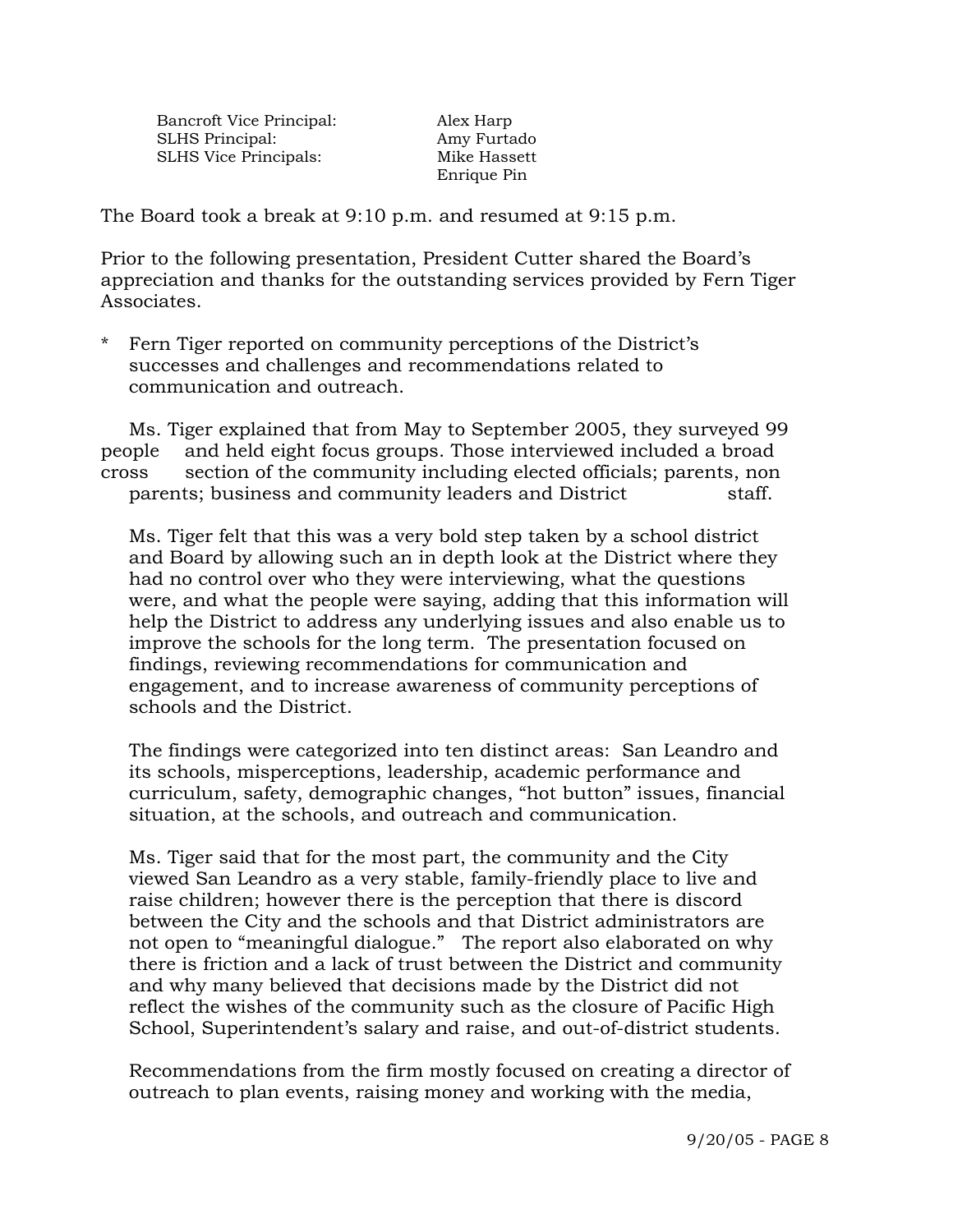| | |
|---|---|
| Bancroft Vice Principal: | Alex Harp |
| SLHS Principal: | Amy Furtado |
| SLHS Vice Principals: | Mike Hassett |
| | Enrique Pin |

The Board took a break at 9:10 p.m. and resumed at 9:15 p.m.

Prior to the following presentation, President Cutter shared the Board's appreciation and thanks for the outstanding services provided by Fern Tiger Associates.

* Fern Tiger reported on community perceptions of the District's successes and challenges and recommendations related to communication and outreach.

  Ms. Tiger explained that from May to September 2005, they surveyed 99 people and held eight focus groups. Those interviewed included a broad cross section of the community including elected officials; parents, non parents; business and community leaders and District staff.

  Ms. Tiger felt that this was a very bold step taken by a school district and Board by allowing such an in depth look at the District where they had no control over who they were interviewing, what the questions were, and what the people were saying, adding that this information will help the District to address any underlying issues and also enable us to improve the schools for the long term. The presentation focused on findings, reviewing recommendations for communication and engagement, and to increase awareness of community perceptions of schools and the District.

  The findings were categorized into ten distinct areas: San Leandro and its schools, misperceptions, leadership, academic performance and curriculum, safety, demographic changes, "hot button" issues, financial situation, at the schools, and outreach and communication.

  Ms. Tiger said that for the most part, the community and the City viewed San Leandro as a very stable, family-friendly place to live and raise children; however there is the perception that there is discord between the City and the schools and that District administrators are not open to "meaningful dialogue." The report also elaborated on why there is friction and a lack of trust between the District and community and why many believed that decisions made by the District did not reflect the wishes of the community such as the closure of Pacific High School, Superintendent's salary and raise, and out-of-district students.

  Recommendations from the firm mostly focused on creating a director of outreach to plan events, raising money and working with the media,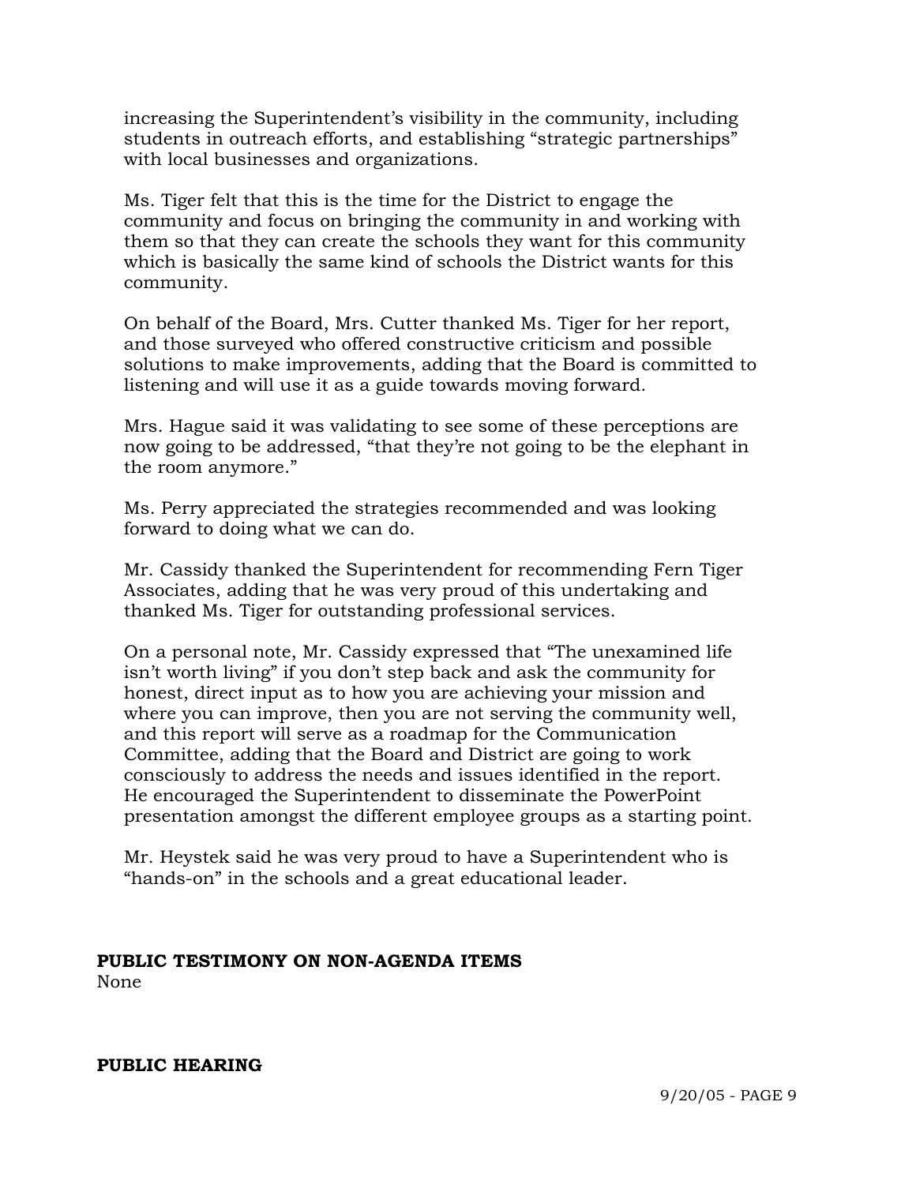increasing the Superintendent's visibility in the community, including students in outreach efforts, and establishing "strategic partnerships" with local businesses and organizations.

Ms. Tiger felt that this is the time for the District to engage the community and focus on bringing the community in and working with them so that they can create the schools they want for this community which is basically the same kind of schools the District wants for this community.

On behalf of the Board, Mrs. Cutter thanked Ms. Tiger for her report, and those surveyed who offered constructive criticism and possible solutions to make improvements, adding that the Board is committed to listening and will use it as a guide towards moving forward.

Mrs. Hague said it was validating to see some of these perceptions are now going to be addressed, "that they're not going to be the elephant in the room anymore."

Ms. Perry appreciated the strategies recommended and was looking forward to doing what we can do.

Mr. Cassidy thanked the Superintendent for recommending Fern Tiger Associates, adding that he was very proud of this undertaking and thanked Ms. Tiger for outstanding professional services.

On a personal note, Mr. Cassidy expressed that "The unexamined life isn't worth living" if you don't step back and ask the community for honest, direct input as to how you are achieving your mission and where you can improve, then you are not serving the community well, and this report will serve as a roadmap for the Communication Committee, adding that the Board and District are going to work consciously to address the needs and issues identified in the report. He encouraged the Superintendent to disseminate the PowerPoint presentation amongst the different employee groups as a starting point.

Mr. Heystek said he was very proud to have a Superintendent who is "hands-on" in the schools and a great educational leader.

**PUBLIC TESTIMONY ON NON-AGENDA ITEMS**

None

**PUBLIC HEARING**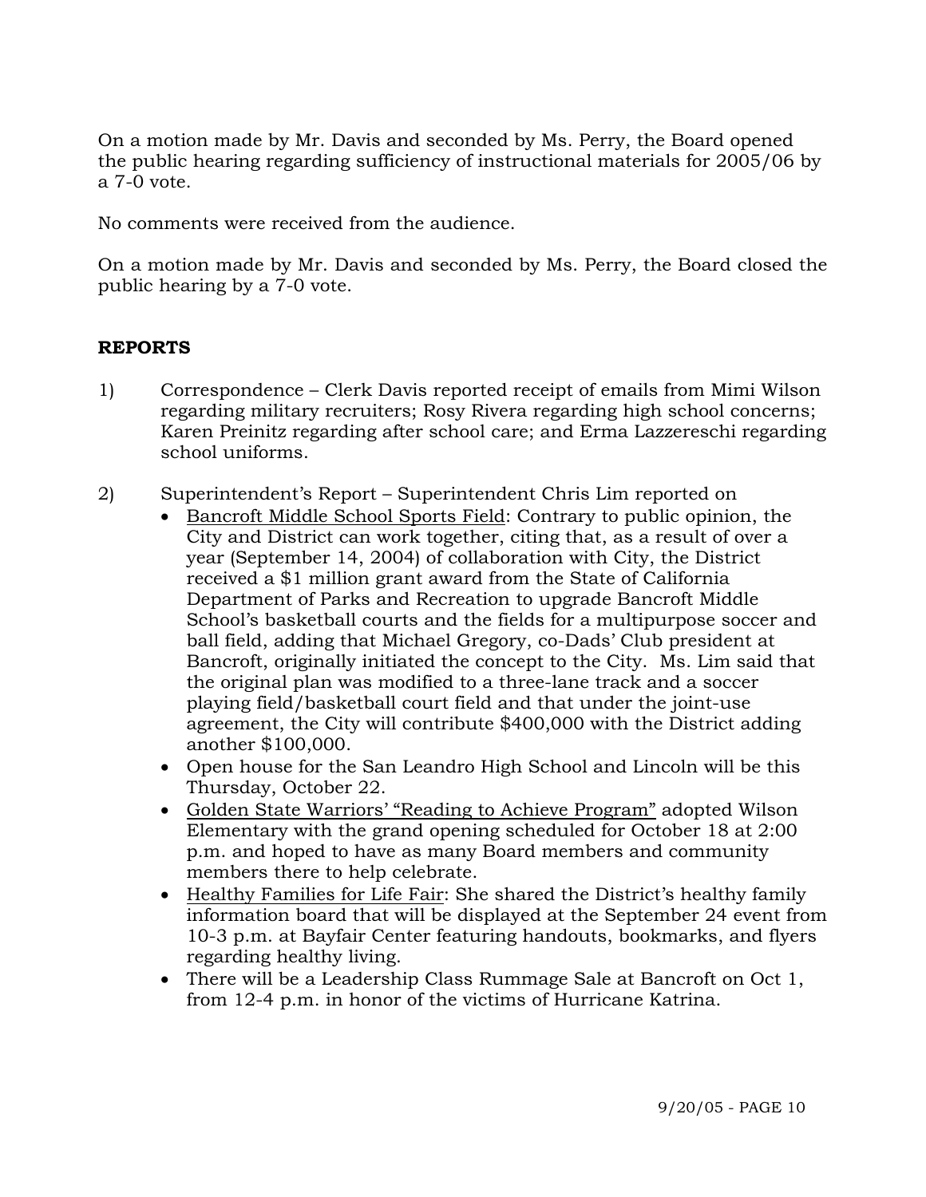On a motion made by Mr. Davis and seconded by Ms. Perry, the Board opened the public hearing regarding sufficiency of instructional materials for 2005/06 by a 7-0 vote.

No comments were received from the audience.

On a motion made by Mr. Davis and seconded by Ms. Perry, the Board closed the public hearing by a 7-0 vote.

**REPORTS**

1) Correspondence – Clerk Davis reported receipt of emails from Mimi Wilson regarding military recruiters; Rosy Rivera regarding high school concerns; Karen Preinitz regarding after school care; and Erma Lazzereschi regarding school uniforms.

2) Superintendent's Report – Superintendent Chris Lim reported on
   - Bancroft Middle School Sports Field: Contrary to public opinion, the City and District can work together, citing that, as a result of over a year (September 14, 2004) of collaboration with City, the District received a $1 million grant award from the State of California Department of Parks and Recreation to upgrade Bancroft Middle School's basketball courts and the fields for a multipurpose soccer and ball field, adding that Michael Gregory, co-Dads' Club president at Bancroft, originally initiated the concept to the City. Ms. Lim said that the original plan was modified to a three-lane track and a soccer playing field/basketball court field and that under the joint-use agreement, the City will contribute $400,000 with the District adding another $100,000.
   - Open house for the San Leandro High School and Lincoln will be this Thursday, October 22.
   - Golden State Warriors' "Reading to Achieve Program" adopted Wilson Elementary with the grand opening scheduled for October 18 at 2:00 p.m. and hoped to have as many Board members and community members there to help celebrate.
   - Healthy Families for Life Fair: She shared the District's healthy family information board that will be displayed at the September 24 event from 10-3 p.m. at Bayfair Center featuring handouts, bookmarks, and flyers regarding healthy living.
   - There will be a Leadership Class Rummage Sale at Bancroft on Oct 1, from 12-4 p.m. in honor of the victims of Hurricane Katrina.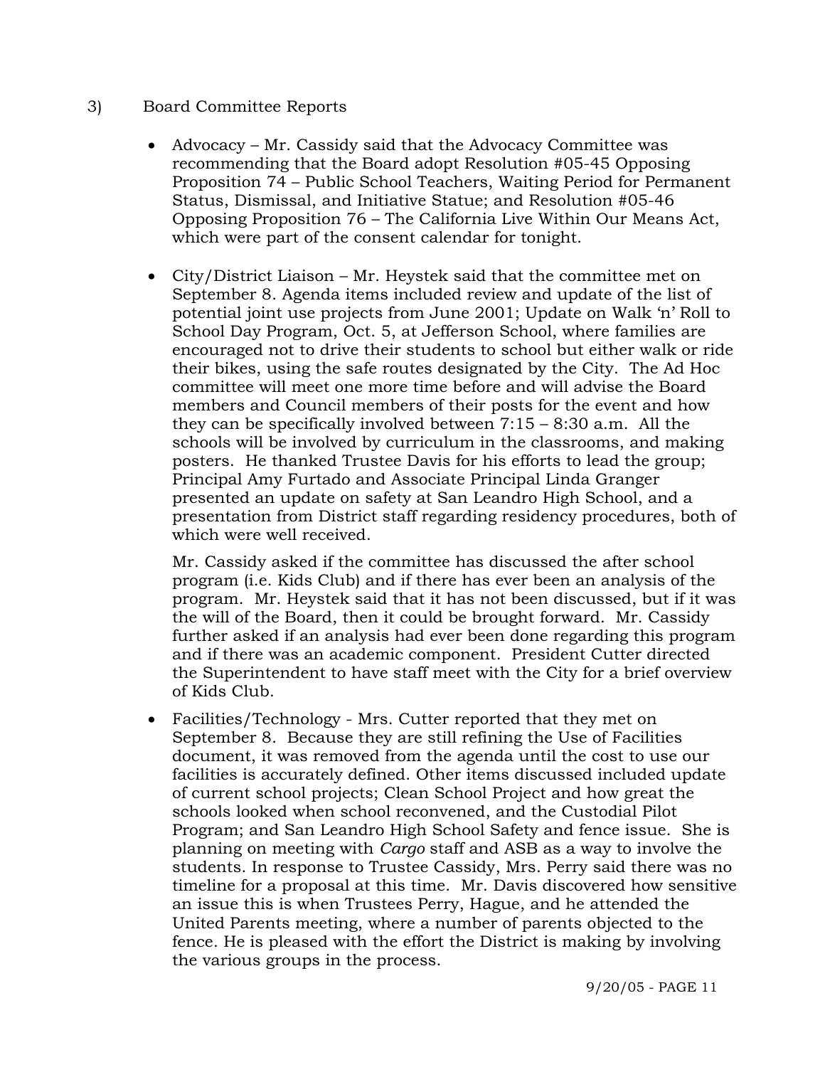3) Board Committee Reports

- Advocacy – Mr. Cassidy said that the Advocacy Committee was recommending that the Board adopt Resolution #05-45 Opposing Proposition 74 – Public School Teachers, Waiting Period for Permanent Status, Dismissal, and Initiative Statue; and Resolution #05-46 Opposing Proposition 76 – The California Live Within Our Means Act, which were part of the consent calendar for tonight.

- City/District Liaison – Mr. Heystek said that the committee met on September 8. Agenda items included review and update of the list of potential joint use projects from June 2001; Update on Walk 'n' Roll to School Day Program, Oct. 5, at Jefferson School, where families are encouraged not to drive their students to school but either walk or ride their bikes, using the safe routes designated by the City. The Ad Hoc committee will meet one more time before and will advise the Board members and Council members of their posts for the event and how they can be specifically involved between 7:15 – 8:30 a.m. All the schools will be involved by curriculum in the classrooms, and making posters. He thanked Trustee Davis for his efforts to lead the group; Principal Amy Furtado and Associate Principal Linda Granger presented an update on safety at San Leandro High School, and a presentation from District staff regarding residency procedures, both of which were well received.

  Mr. Cassidy asked if the committee has discussed the after school program (i.e. Kids Club) and if there has ever been an analysis of the program. Mr. Heystek said that it has not been discussed, but if it was the will of the Board, then it could be brought forward. Mr. Cassidy further asked if an analysis had ever been done regarding this program and if there was an academic component. President Cutter directed the Superintendent to have staff meet with the City for a brief overview of Kids Club.

- Facilities/Technology - Mrs. Cutter reported that they met on September 8. Because they are still refining the Use of Facilities document, it was removed from the agenda until the cost to use our facilities is accurately defined. Other items discussed included update of current school projects; Clean School Project and how great the schools looked when school reconvened, and the Custodial Pilot Program; and San Leandro High School Safety and fence issue. She is planning on meeting with *Cargo* staff and ASB as a way to involve the students. In response to Trustee Cassidy, Mrs. Perry said there was no timeline for a proposal at this time. Mr. Davis discovered how sensitive an issue this is when Trustees Perry, Hague, and he attended the United Parents meeting, where a number of parents objected to the fence. He is pleased with the effort the District is making by involving the various groups in the process.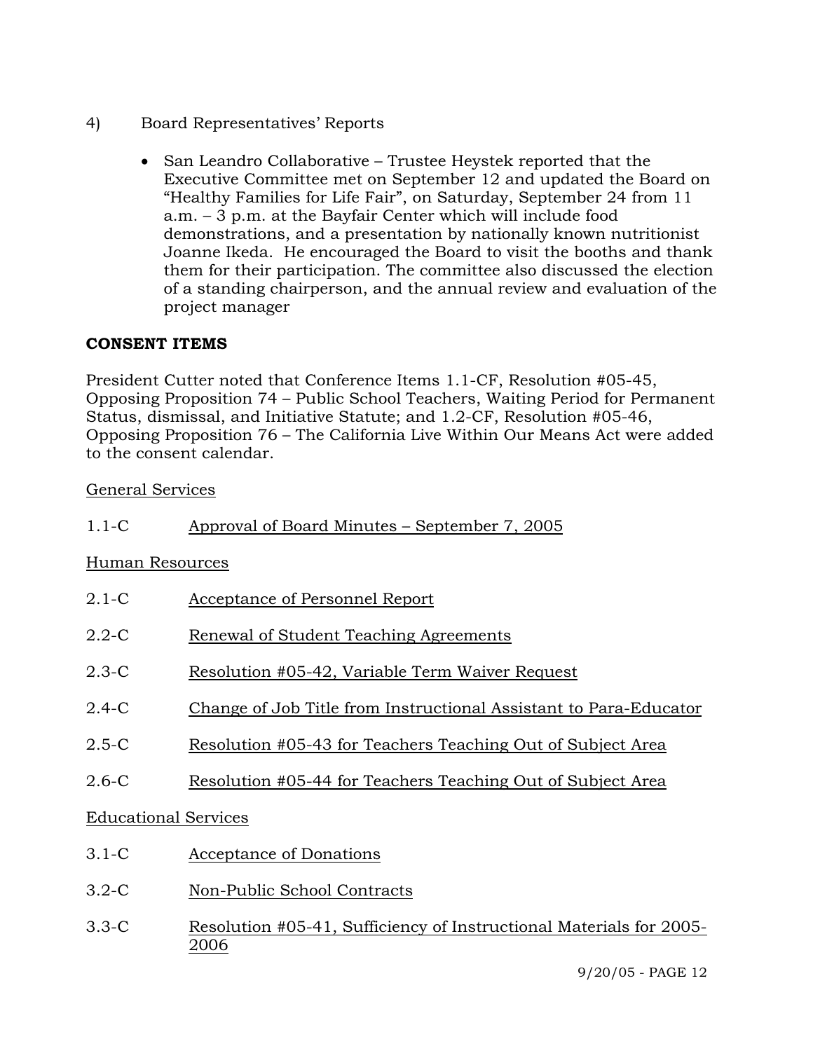4) Board Representatives' Reports

- San Leandro Collaborative – Trustee Heystek reported that the Executive Committee met on September 12 and updated the Board on "Healthy Families for Life Fair", on Saturday, September 24 from 11 a.m. – 3 p.m. at the Bayfair Center which will include food demonstrations, and a presentation by nationally known nutritionist Joanne Ikeda. He encouraged the Board to visit the booths and thank them for their participation. The committee also discussed the election of a standing chairperson, and the annual review and evaluation of the project manager

**CONSENT ITEMS**

President Cutter noted that Conference Items 1.1-CF, Resolution #05-45, Opposing Proposition 74 – Public School Teachers, Waiting Period for Permanent Status, dismissal, and Initiative Statute; and 1.2-CF, Resolution #05-46, Opposing Proposition 76 – The California Live Within Our Means Act were added to the consent calendar.

General Services

1.1-C Approval of Board Minutes – September 7, 2005

Human Resources

2.1-C Acceptance of Personnel Report

2.2-C Renewal of Student Teaching Agreements

2.3-C Resolution #05-42, Variable Term Waiver Request

2.4-C Change of Job Title from Instructional Assistant to Para-Educator

2.5-C Resolution #05-43 for Teachers Teaching Out of Subject Area

2.6-C Resolution #05-44 for Teachers Teaching Out of Subject Area

Educational Services

3.1-C Acceptance of Donations

3.2-C Non-Public School Contracts

3.3-C Resolution #05-41, Sufficiency of Instructional Materials for 2005-2006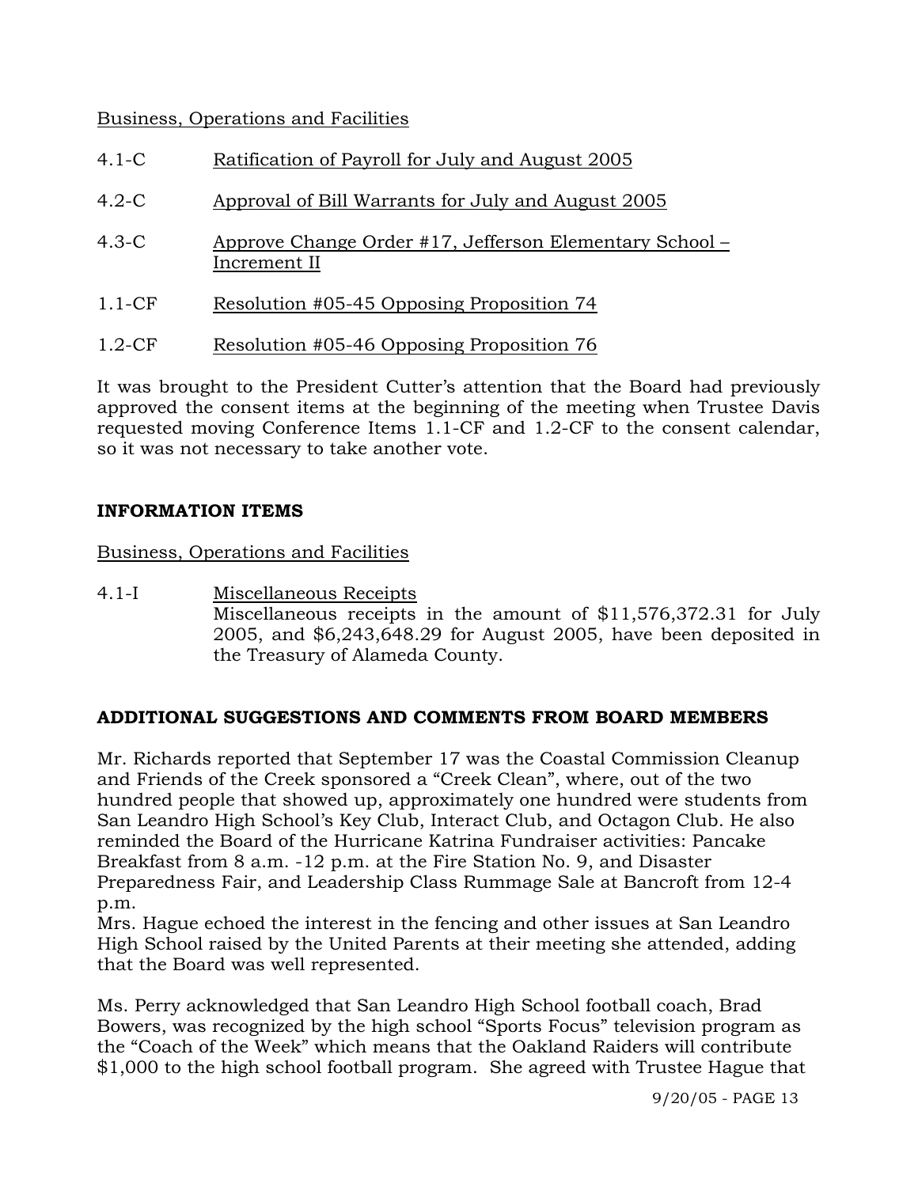Business, Operations and Facilities

4.1-C Ratification of Payroll for July and August 2005

4.2-C Approval of Bill Warrants for July and August 2005

4.3-C Approve Change Order #17, Jefferson Elementary School – Increment II

1.1-CF Resolution #05-45 Opposing Proposition 74

1.2-CF Resolution #05-46 Opposing Proposition 76

It was brought to the President Cutter's attention that the Board had previously approved the consent items at the beginning of the meeting when Trustee Davis requested moving Conference Items 1.1-CF and 1.2-CF to the consent calendar, so it was not necessary to take another vote.

**INFORMATION ITEMS**

Business, Operations and Facilities

4.1-I Miscellaneous Receipts
Miscellaneous receipts in the amount of $11,576,372.31 for July 2005, and $6,243,648.29 for August 2005, have been deposited in the Treasury of Alameda County.

**ADDITIONAL SUGGESTIONS AND COMMENTS FROM BOARD MEMBERS**

Mr. Richards reported that September 17 was the Coastal Commission Cleanup and Friends of the Creek sponsored a "Creek Clean", where, out of the two hundred people that showed up, approximately one hundred were students from San Leandro High School's Key Club, Interact Club, and Octagon Club. He also reminded the Board of the Hurricane Katrina Fundraiser activities: Pancake Breakfast from 8 a.m. -12 p.m. at the Fire Station No. 9, and Disaster Preparedness Fair, and Leadership Class Rummage Sale at Bancroft from 12-4 p.m.
Mrs. Hague echoed the interest in the fencing and other issues at San Leandro High School raised by the United Parents at their meeting she attended, adding that the Board was well represented.

Ms. Perry acknowledged that San Leandro High School football coach, Brad Bowers, was recognized by the high school "Sports Focus" television program as the "Coach of the Week" which means that the Oakland Raiders will contribute $1,000 to the high school football program. She agreed with Trustee Hague that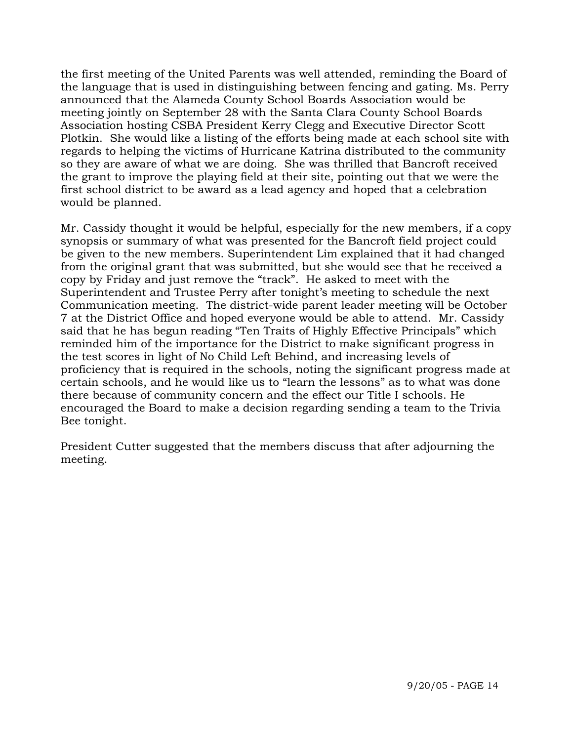the first meeting of the United Parents was well attended, reminding the Board of the language that is used in distinguishing between fencing and gating. Ms. Perry announced that the Alameda County School Boards Association would be meeting jointly on September 28 with the Santa Clara County School Boards Association hosting CSBA President Kerry Clegg and Executive Director Scott Plotkin. She would like a listing of the efforts being made at each school site with regards to helping the victims of Hurricane Katrina distributed to the community so they are aware of what we are doing. She was thrilled that Bancroft received the grant to improve the playing field at their site, pointing out that we were the first school district to be award as a lead agency and hoped that a celebration would be planned.

Mr. Cassidy thought it would be helpful, especially for the new members, if a copy synopsis or summary of what was presented for the Bancroft field project could be given to the new members. Superintendent Lim explained that it had changed from the original grant that was submitted, but she would see that he received a copy by Friday and just remove the "track". He asked to meet with the Superintendent and Trustee Perry after tonight's meeting to schedule the next Communication meeting. The district-wide parent leader meeting will be October 7 at the District Office and hoped everyone would be able to attend. Mr. Cassidy said that he has begun reading "Ten Traits of Highly Effective Principals" which reminded him of the importance for the District to make significant progress in the test scores in light of No Child Left Behind, and increasing levels of proficiency that is required in the schools, noting the significant progress made at certain schools, and he would like us to "learn the lessons" as to what was done there because of community concern and the effect our Title I schools. He encouraged the Board to make a decision regarding sending a team to the Trivia Bee tonight.

President Cutter suggested that the members discuss that after adjourning the meeting.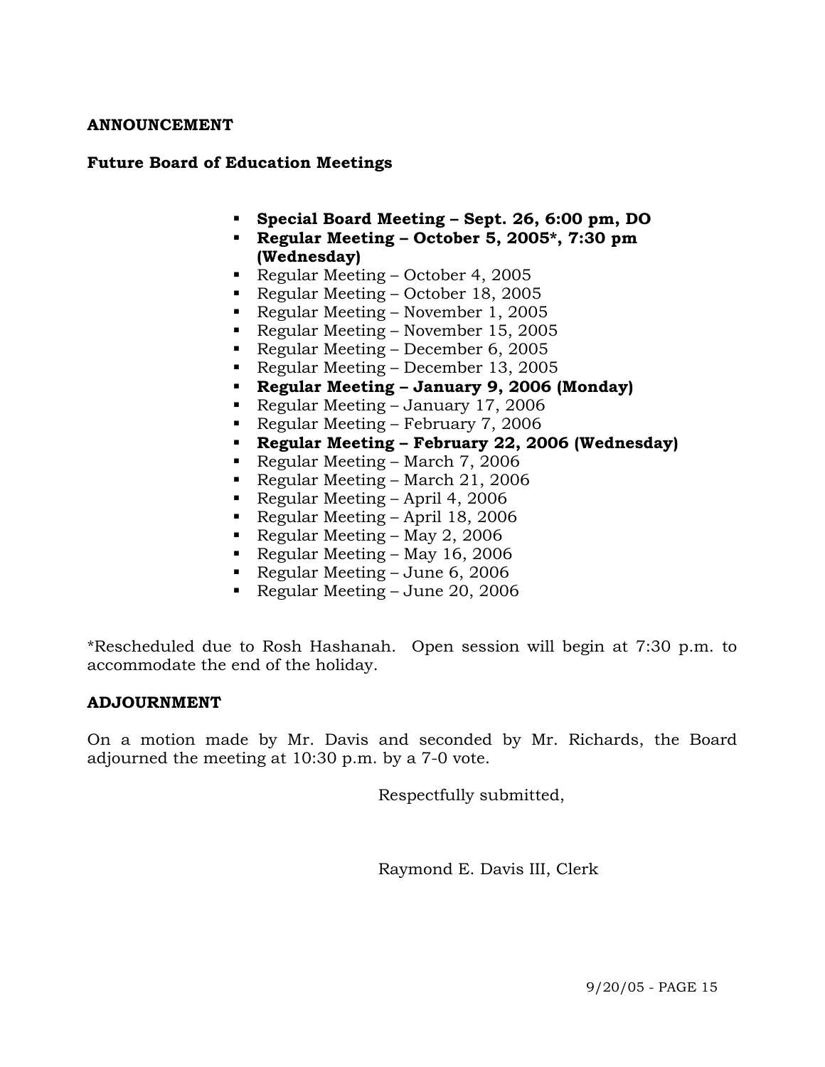**ANNOUNCEMENT**

**Future Board of Education Meetings**

- **Special Board Meeting – Sept. 26, 6:00 pm, DO**
- **Regular Meeting – October 5, 2005*, 7:30 pm (Wednesday)**
- Regular Meeting – October 4, 2005
- Regular Meeting – October 18, 2005
- Regular Meeting – November 1, 2005
- Regular Meeting – November 15, 2005
- Regular Meeting – December 6, 2005
- Regular Meeting – December 13, 2005
- **Regular Meeting – January 9, 2006 (Monday)**
- Regular Meeting – January 17, 2006
- Regular Meeting – February 7, 2006
- **Regular Meeting – February 22, 2006 (Wednesday)**
- Regular Meeting – March 7, 2006
- Regular Meeting – March 21, 2006
- Regular Meeting – April 4, 2006
- Regular Meeting – April 18, 2006
- Regular Meeting – May 2, 2006
- Regular Meeting – May 16, 2006
- Regular Meeting – June 6, 2006
- Regular Meeting – June 20, 2006

*Rescheduled due to Rosh Hashanah. Open session will begin at 7:30 p.m. to accommodate the end of the holiday.

**ADJOURNMENT**

On a motion made by Mr. Davis and seconded by Mr. Richards, the Board adjourned the meeting at 10:30 p.m. by a 7-0 vote.

Respectfully submitted,

Raymond E. Davis III, Clerk